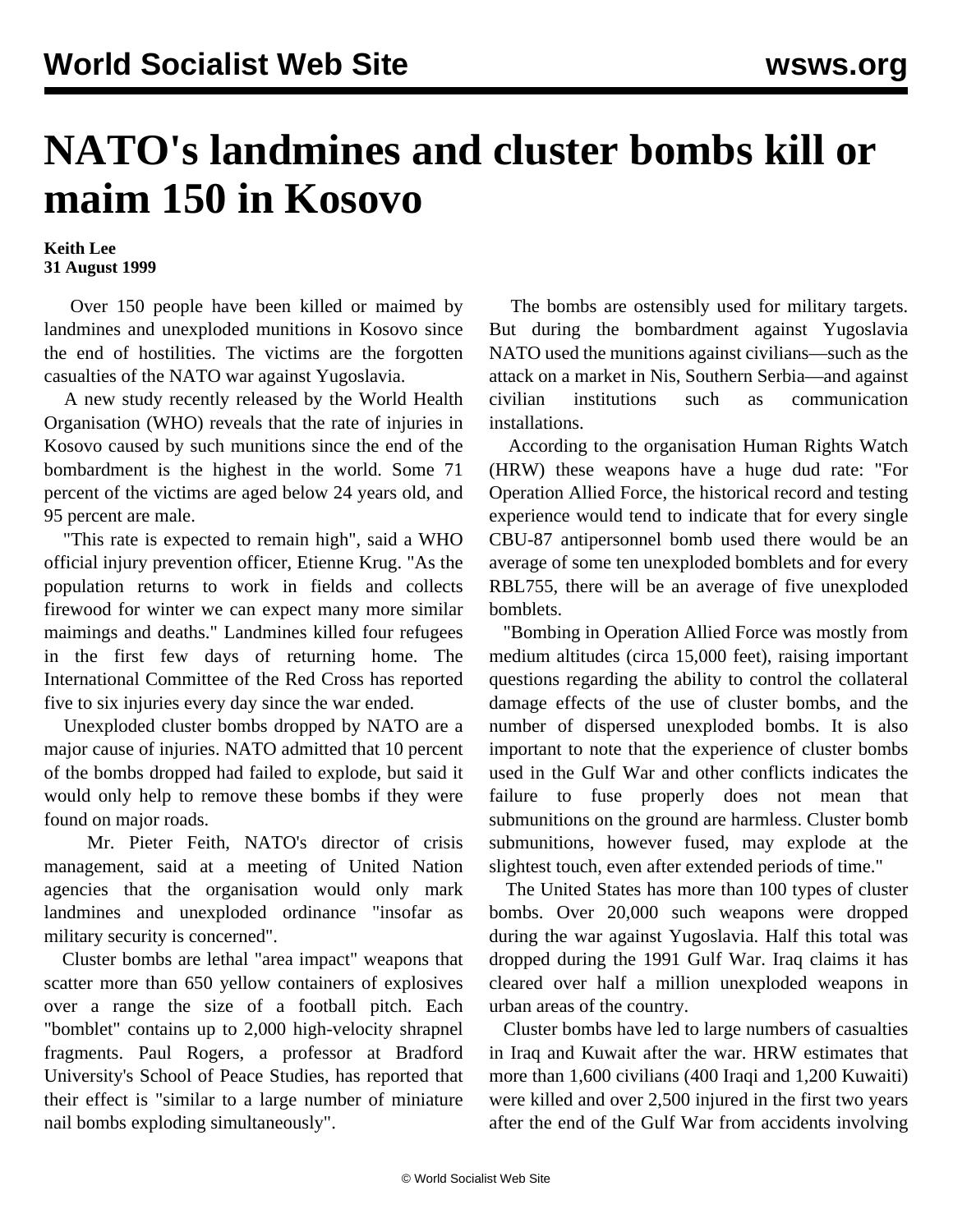# NATO's landmines and cluster bombs kill or maim 150 in Kosovo

**Keith Lee**
**31 August 1999**

Over 150 people have been killed or maimed by landmines and unexploded munitions in Kosovo since the end of hostilities. The victims are the forgotten casualties of the NATO war against Yugoslavia.

A new study recently released by the World Health Organisation (WHO) reveals that the rate of injuries in Kosovo caused by such munitions since the end of the bombardment is the highest in the world. Some 71 percent of the victims are aged below 24 years old, and 95 percent are male.

"This rate is expected to remain high", said a WHO official injury prevention officer, Etienne Krug. "As the population returns to work in fields and collects firewood for winter we can expect many more similar maimings and deaths." Landmines killed four refugees in the first few days of returning home. The International Committee of the Red Cross has reported five to six injuries every day since the war ended.

Unexploded cluster bombs dropped by NATO are a major cause of injuries. NATO admitted that 10 percent of the bombs dropped had failed to explode, but said it would only help to remove these bombs if they were found on major roads.

Mr. Pieter Feith, NATO's director of crisis management, said at a meeting of United Nation agencies that the organisation would only mark landmines and unexploded ordinance "insofar as military security is concerned".

Cluster bombs are lethal "area impact" weapons that scatter more than 650 yellow containers of explosives over a range the size of a football pitch. Each "bomblet" contains up to 2,000 high-velocity shrapnel fragments. Paul Rogers, a professor at Bradford University's School of Peace Studies, has reported that their effect is "similar to a large number of miniature nail bombs exploding simultaneously".

The bombs are ostensibly used for military targets. But during the bombardment against Yugoslavia NATO used the munitions against civilians—such as the attack on a market in Nis, Southern Serbia—and against civilian institutions such as communication installations.

According to the organisation Human Rights Watch (HRW) these weapons have a huge dud rate: "For Operation Allied Force, the historical record and testing experience would tend to indicate that for every single CBU-87 antipersonnel bomb used there would be an average of some ten unexploded bomblets and for every RBL755, there will be an average of five unexploded bomblets.

"Bombing in Operation Allied Force was mostly from medium altitudes (circa 15,000 feet), raising important questions regarding the ability to control the collateral damage effects of the use of cluster bombs, and the number of dispersed unexploded bombs. It is also important to note that the experience of cluster bombs used in the Gulf War and other conflicts indicates the failure to fuse properly does not mean that submunitions on the ground are harmless. Cluster bomb submunitions, however fused, may explode at the slightest touch, even after extended periods of time."

The United States has more than 100 types of cluster bombs. Over 20,000 such weapons were dropped during the war against Yugoslavia. Half this total was dropped during the 1991 Gulf War. Iraq claims it has cleared over half a million unexploded weapons in urban areas of the country.

Cluster bombs have led to large numbers of casualties in Iraq and Kuwait after the war. HRW estimates that more than 1,600 civilians (400 Iraqi and 1,200 Kuwaiti) were killed and over 2,500 injured in the first two years after the end of the Gulf War from accidents involving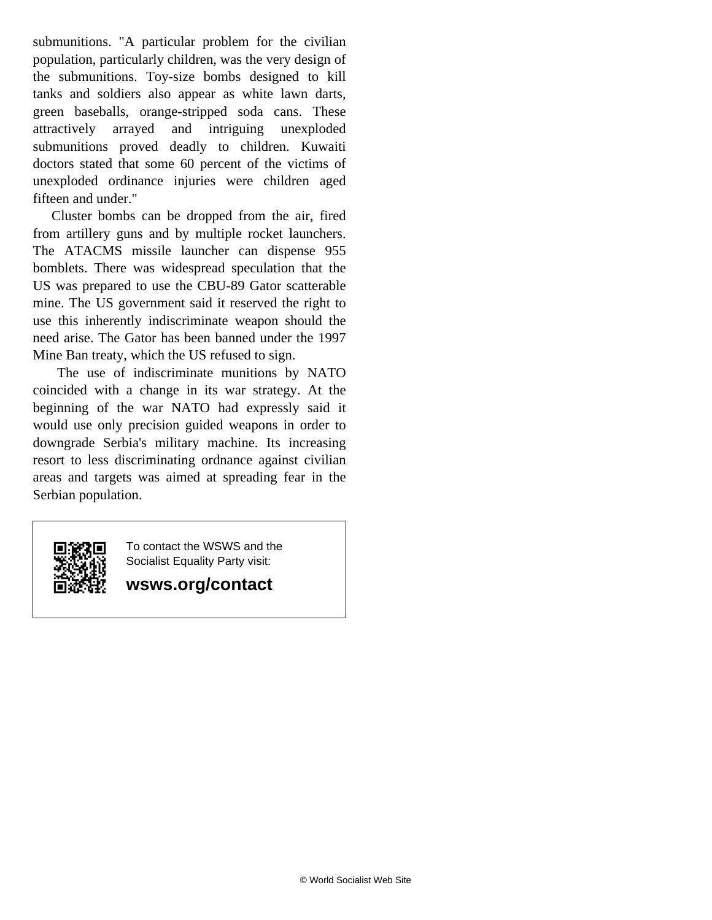submunitions. "A particular problem for the civilian population, particularly children, was the very design of the submunitions. Toy-size bombs designed to kill tanks and soldiers also appear as white lawn darts, green baseballs, orange-stripped soda cans. These attractively arrayed and intriguing unexploded submunitions proved deadly to children. Kuwaiti doctors stated that some 60 percent of the victims of unexploded ordinance injuries were children aged fifteen and under."

Cluster bombs can be dropped from the air, fired from artillery guns and by multiple rocket launchers. The ATACMS missile launcher can dispense 955 bomblets. There was widespread speculation that the US was prepared to use the CBU-89 Gator scatterable mine. The US government said it reserved the right to use this inherently indiscriminate weapon should the need arise. The Gator has been banned under the 1997 Mine Ban treaty, which the US refused to sign.

The use of indiscriminate munitions by NATO coincided with a change in its war strategy. At the beginning of the war NATO had expressly said it would use only precision guided weapons in order to downgrade Serbia's military machine. Its increasing resort to less discriminating ordnance against civilian areas and targets was aimed at spreading fear in the Serbian population.

To contact the WSWS and the Socialist Equality Party visit:

**wsws.org/contact**

© World Socialist Web Site